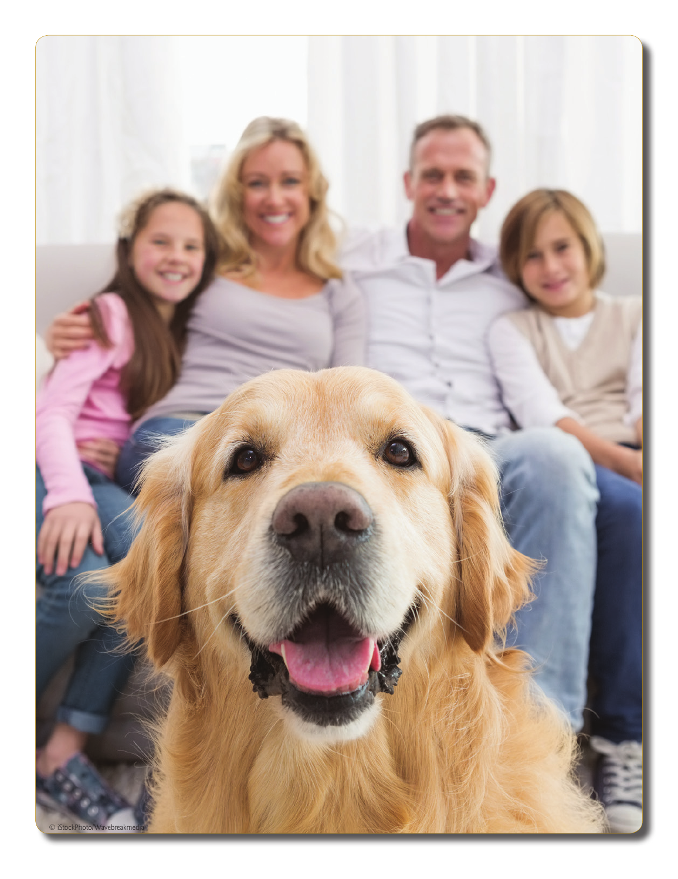© iStockPhoto/Wavebreakmedia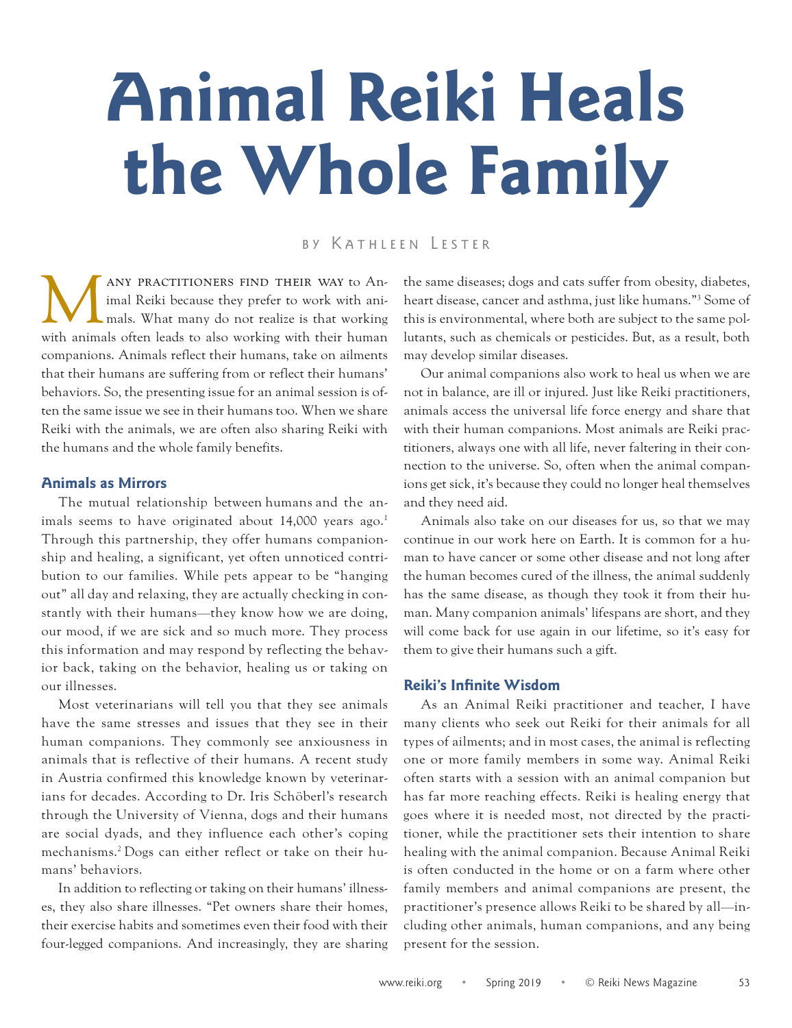# Animal Reiki Heals the Whole Family

by Kathleen Lester

Many practitioners find their way to Animal Reiki because they prefer to work with animals. What many do not realize is that working with animals often leads to also working with their human companions. Animals reflect their humans, take on ailments that their humans are suffering from or reflect their humans' behaviors. So, the presenting issue for an animal session is often the same issue we see in their humans too. When we share Reiki with the animals, we are often also sharing Reiki with the humans and the whole family benefits.

## Animals as Mirrors

The mutual relationship between humans and the animals seems to have originated about 14,000 years ago.[1] Through this partnership, they offer humans companionship and healing, a significant, yet often unnoticed contribution to our families. While pets appear to be "hanging out" all day and relaxing, they are actually checking in constantly with their humans—they know how we are doing, our mood, if we are sick and so much more. They process this information and may respond by reflecting the behavior back, taking on the behavior, healing us or taking on our illnesses.

Most veterinarians will tell you that they see animals have the same stresses and issues that they see in their human companions. They commonly see anxiousness in animals that is reflective of their humans. A recent study in Austria confirmed this knowledge known by veterinarians for decades. According to Dr. Iris Schöberl's research through the University of Vienna, dogs and their humans are social dyads, and they influence each other's coping mechanisms.[2] Dogs can either reflect or take on their humans' behaviors.

In addition to reflecting or taking on their humans' illnesses, they also share illnesses. "Pet owners share their homes, their exercise habits and sometimes even their food with their four-legged companions. And increasingly, they are sharing the same diseases; dogs and cats suffer from obesity, diabetes, heart disease, cancer and asthma, just like humans."[3] Some of this is environmental, where both are subject to the same pollutants, such as chemicals or pesticides. But, as a result, both may develop similar diseases.

Our animal companions also work to heal us when we are not in balance, are ill or injured. Just like Reiki practitioners, animals access the universal life force energy and share that with their human companions. Most animals are Reiki practitioners, always one with all life, never faltering in their connection to the universe. So, often when the animal companions get sick, it's because they could no longer heal themselves and they need aid.

Animals also take on our diseases for us, so that we may continue in our work here on Earth. It is common for a human to have cancer or some other disease and not long after the human becomes cured of the illness, the animal suddenly has the same disease, as though they took it from their human. Many companion animals' lifespans are short, and they will come back for use again in our lifetime, so it's easy for them to give their humans such a gift.

## Reiki's Infinite Wisdom

As an Animal Reiki practitioner and teacher, I have many clients who seek out Reiki for their animals for all types of ailments; and in most cases, the animal is reflecting one or more family members in some way. Animal Reiki often starts with a session with an animal companion but has far more reaching effects. Reiki is healing energy that goes where it is needed most, not directed by the practitioner, while the practitioner sets their intention to share healing with the animal companion. Because Animal Reiki is often conducted in the home or on a farm where other family members and animal companions are present, the practitioner's presence allows Reiki to be shared by all—including other animals, human companions, and any being present for the session.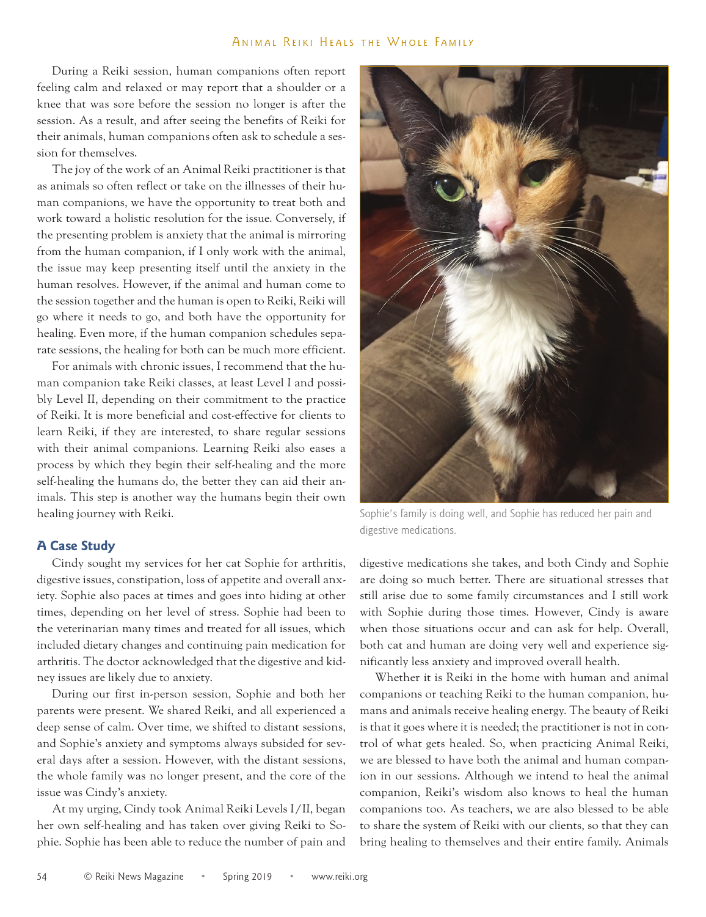During a Reiki session, human companions often report feeling calm and relaxed or may report that a shoulder or a knee that was sore before the session no longer is after the session. As a result, and after seeing the benefits of Reiki for their animals, human companions often ask to schedule a session for themselves.

The joy of the work of an Animal Reiki practitioner is that as animals so often reflect or take on the illnesses of their human companions, we have the opportunity to treat both and work toward a holistic resolution for the issue. Conversely, if the presenting problem is anxiety that the animal is mirroring from the human companion, if I only work with the animal, the issue may keep presenting itself until the anxiety in the human resolves. However, if the animal and human come to the session together and the human is open to Reiki, Reiki will go where it needs to go, and both have the opportunity for healing. Even more, if the human companion schedules separate sessions, the healing for both can be much more efficient.

For animals with chronic issues, I recommend that the human companion take Reiki classes, at least Level I and possibly Level II, depending on their commitment to the practice of Reiki. It is more beneficial and cost-effective for clients to learn Reiki, if they are interested, to share regular sessions with their animal companions. Learning Reiki also eases a process by which they begin their self-healing and the more self-healing the humans do, the better they can aid their animals. This step is another way the humans begin their own healing journey with Reiki.

Sophie's family is doing well, and Sophie has reduced her pain and digestive medications.

## A Case Study

Cindy sought my services for her cat Sophie for arthritis, digestive issues, constipation, loss of appetite and overall anxiety. Sophie also paces at times and goes into hiding at other times, depending on her level of stress. Sophie had been to the veterinarian many times and treated for all issues, which included dietary changes and continuing pain medication for arthritis. The doctor acknowledged that the digestive and kidney issues are likely due to anxiety.

During our first in-person session, Sophie and both her parents were present. We shared Reiki, and all experienced a deep sense of calm. Over time, we shifted to distant sessions, and Sophie's anxiety and symptoms always subsided for several days after a session. However, with the distant sessions, the whole family was no longer present, and the core of the issue was Cindy's anxiety.

At my urging, Cindy took Animal Reiki Levels I/II, began her own self-healing and has taken over giving Reiki to Sophie. Sophie has been able to reduce the number of pain and digestive medications she takes, and both Cindy and Sophie are doing so much better. There are situational stresses that still arise due to some family circumstances and I still work with Sophie during those times. However, Cindy is aware when those situations occur and can ask for help. Overall, both cat and human are doing very well and experience significantly less anxiety and improved overall health.

Whether it is Reiki in the home with human and animal companions or teaching Reiki to the human companion, humans and animals receive healing energy. The beauty of Reiki is that it goes where it is needed; the practitioner is not in control of what gets healed. So, when practicing Animal Reiki, we are blessed to have both the animal and human companion in our sessions. Although we intend to heal the animal companion, Reiki's wisdom also knows to heal the human companions too. As teachers, we are also blessed to be able to share the system of Reiki with our clients, so that they can bring healing to themselves and their entire family. Animals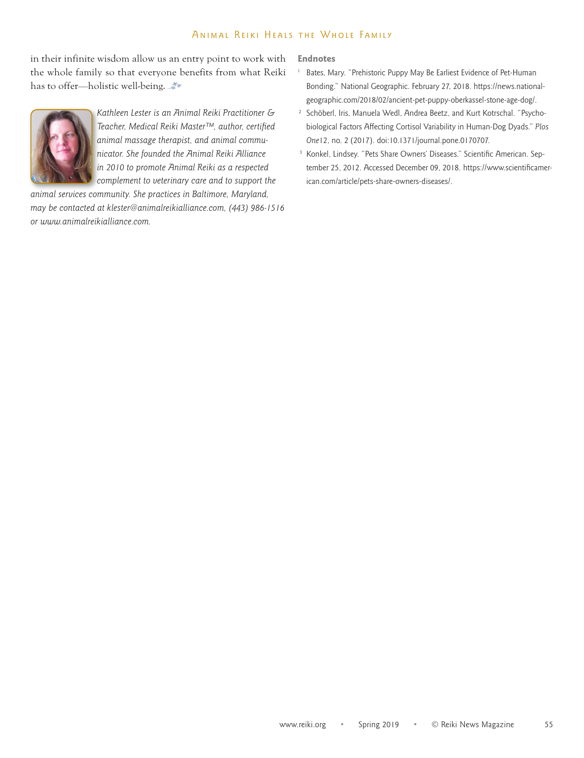in their infinite wisdom allow us an entry point to work with the whole family so that everyone benefits from what Reiki has to offer—holistic well-being.

*Kathleen Lester is an Animal Reiki Practitioner & Teacher, Medical Reiki Master™, author, certified animal massage therapist, and animal communicator. She founded the Animal Reiki Alliance in 2010 to promote Animal Reiki as a respected complement to veterinary care and to support the animal services community. She practices in Baltimore, Maryland, may be contacted at klester@animalreikialliance.com, (443) 986-1516 or www.animalreikialliance.com.*

## Endnotes

1. Bates, Mary. "Prehistoric Puppy May Be Earliest Evidence of Pet-Human Bonding." National Geographic. February 27, 2018. https://news.nationalgeographic.com/2018/02/ancient-pet-puppy-oberkassel-stone-age-dog/.
2. Schöberl, Iris, Manuela Wedl, Andrea Beetz, and Kurt Kotrschal. "Psychobiological Factors Affecting Cortisol Variability in Human-Dog Dyads." *Plos One* 12, no. 2 (2017). doi:10.1371/journal.pone.0170707.
3. Konkel, Lindsey. "Pets Share Owners' Diseases." Scientific American. September 25, 2012. Accessed December 09, 2018. https://www.scientificamerican.com/article/pets-share-owners-diseases/.